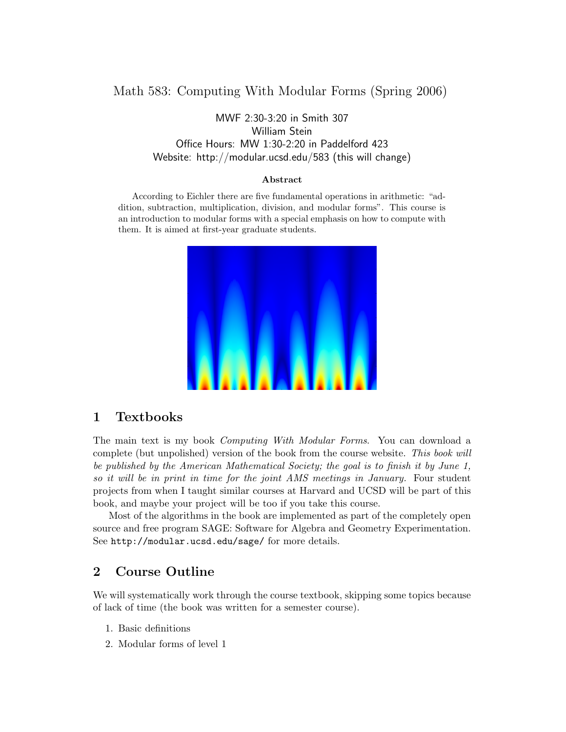# Math 583: Computing With Modular Forms (Spring 2006)

MWF 2:30-3:20 in Smith 307
William Stein
Office Hours: MW 1:30-2:20 in Paddelford 423
Website: http://modular.ucsd.edu/583 (this will change)

**Abstract**

According to Eichler there are five fundamental operations in arithmetic: "addition, subtraction, multiplication, division, and modular forms". This course is an introduction to modular forms with a special emphasis on how to compute with them. It is aimed at first-year graduate students.

## 1 Textbooks

The main text is my book *Computing With Modular Forms*. You can download a complete (but unpolished) version of the book from the course website. *This book will be published by the American Mathematical Society; the goal is to finish it by June 1, so it will be in print in time for the joint AMS meetings in January.* Four student projects from when I taught similar courses at Harvard and UCSD will be part of this book, and maybe your project will be too if you take this course.

Most of the algorithms in the book are implemented as part of the completely open source and free program SAGE: Software for Algebra and Geometry Experimentation. See `http://modular.ucsd.edu/sage/` for more details.

## 2 Course Outline

We will systematically work through the course textbook, skipping some topics because of lack of time (the book was written for a semester course).

1. Basic definitions
2. Modular forms of level 1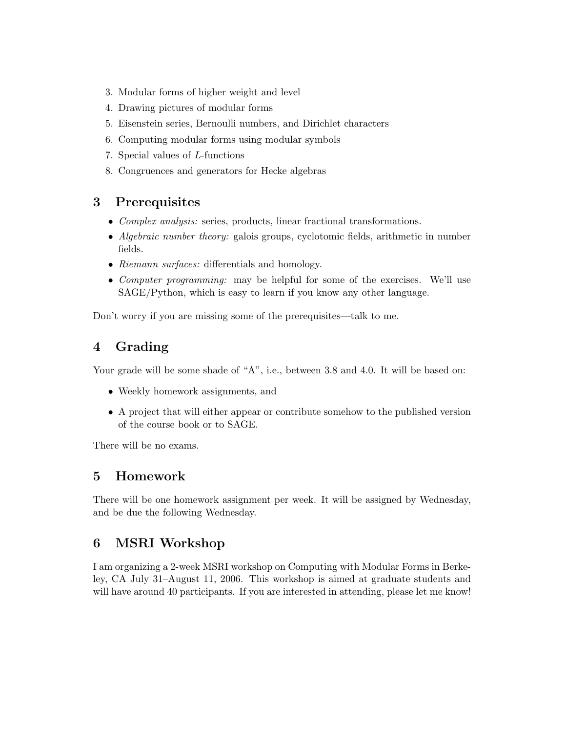3. Modular forms of higher weight and level
4. Drawing pictures of modular forms
5. Eisenstein series, Bernoulli numbers, and Dirichlet characters
6. Computing modular forms using modular symbols
7. Special values of $L$-functions
8. Congruences and generators for Hecke algebras

## 3 Prerequisites

- *Complex analysis:* series, products, linear fractional transformations.
- *Algebraic number theory:* galois groups, cyclotomic fields, arithmetic in number fields.
- *Riemann surfaces:* differentials and homology.
- *Computer programming:* may be helpful for some of the exercises. We'll use SAGE/Python, which is easy to learn if you know any other language.

Don't worry if you are missing some of the prerequisites—talk to me.

## 4 Grading

Your grade will be some shade of "A", i.e., between 3.8 and 4.0. It will be based on:

- Weekly homework assignments, and
- A project that will either appear or contribute somehow to the published version of the course book or to SAGE.

There will be no exams.

## 5 Homework

There will be one homework assignment per week. It will be assigned by Wednesday, and be due the following Wednesday.

## 6 MSRI Workshop

I am organizing a 2-week MSRI workshop on Computing with Modular Forms in Berkeley, CA July 31–August 11, 2006. This workshop is aimed at graduate students and will have around 40 participants. If you are interested in attending, please let me know!